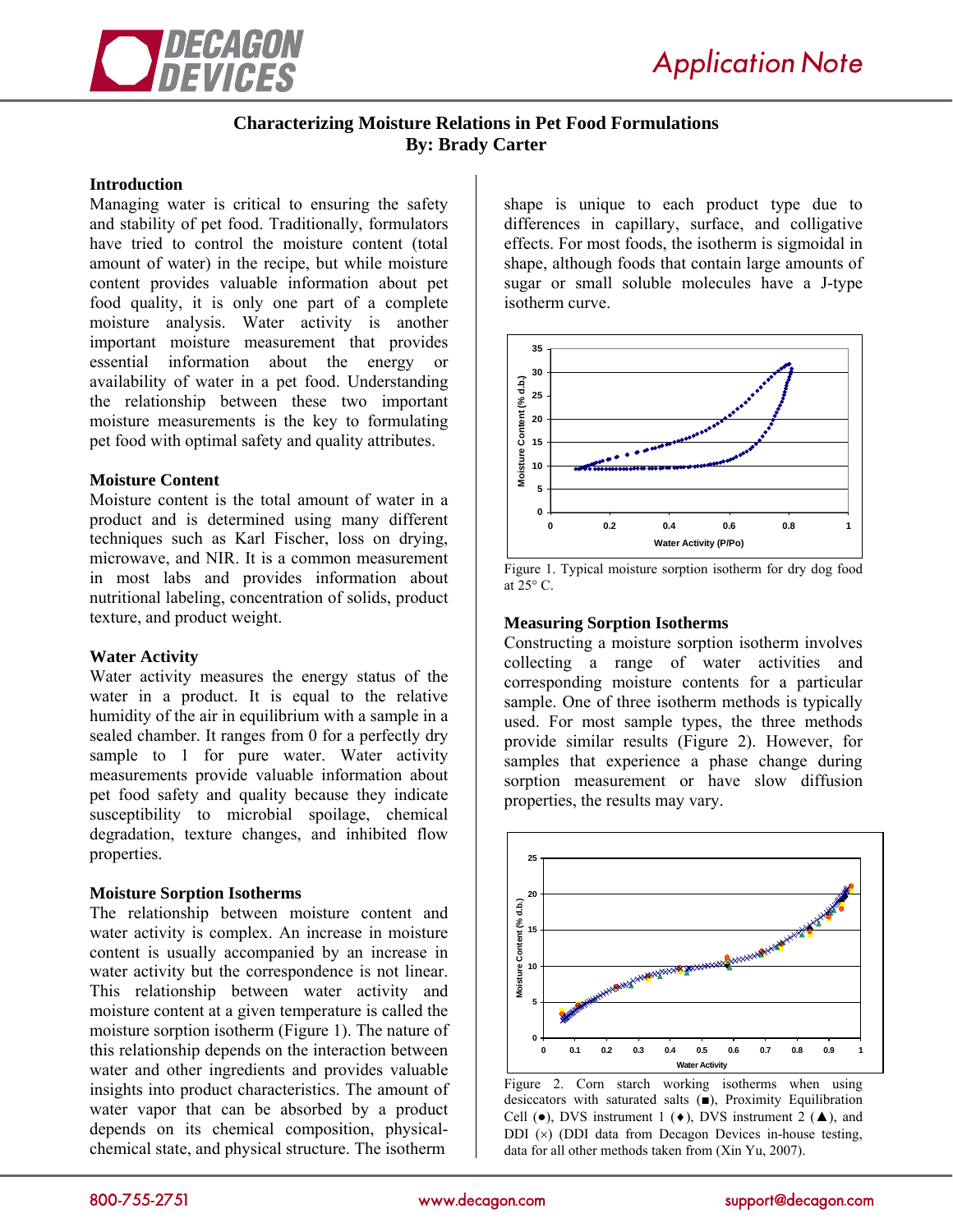# Characterizing Moisture Relations in Pet Food Formulations

**By: Brady Carter**

## Introduction

Managing water is critical to ensuring the safety and stability of pet food. Traditionally, formulators have tried to control the moisture content (total amount of water) in the recipe, but while moisture content provides valuable information about pet food quality, it is only one part of a complete moisture analysis. Water activity is another important moisture measurement that provides essential information about the energy or availability of water in a pet food. Understanding the relationship between these two important moisture measurements is the key to formulating pet food with optimal safety and quality attributes.

## Moisture Content

Moisture content is the total amount of water in a product and is determined using many different techniques such as Karl Fischer, loss on drying, microwave, and NIR. It is a common measurement in most labs and provides information about nutritional labeling, concentration of solids, product texture, and product weight.

## Water Activity

Water activity measures the energy status of the water in a product. It is equal to the relative humidity of the air in equilibrium with a sample in a sealed chamber. It ranges from 0 for a perfectly dry sample to 1 for pure water. Water activity measurements provide valuable information about pet food safety and quality because they indicate susceptibility to microbial spoilage, chemical degradation, texture changes, and inhibited flow properties.

## Moisture Sorption Isotherms

The relationship between moisture content and water activity is complex. An increase in moisture content is usually accompanied by an increase in water activity but the correspondence is not linear. This relationship between water activity and moisture content at a given temperature is called the moisture sorption isotherm (Figure 1). The nature of this relationship depends on the interaction between water and other ingredients and provides valuable insights into product characteristics. The amount of water vapor that can be absorbed by a product depends on its chemical composition, physical-chemical state, and physical structure. The isotherm shape is unique to each product type due to differences in capillary, surface, and colligative effects. For most foods, the isotherm is sigmoidal in shape, although foods that contain large amounts of sugar or small soluble molecules have a J-type isotherm curve.

Figure 1. Typical moisture sorption isotherm for dry dog food at 25° C.

## Measuring Sorption Isotherms

Constructing a moisture sorption isotherm involves collecting a range of water activities and corresponding moisture contents for a particular sample. One of three isotherm methods is typically used. For most sample types, the three methods provide similar results (Figure 2). However, for samples that experience a phase change during sorption measurement or have slow diffusion properties, the results may vary.

Figure 2. Corn starch working isotherms when using desiccators with saturated salts (■), Proximity Equilibration Cell (●), DVS instrument 1 (♦), DVS instrument 2 (▲), and DDI (×) (DDI data from Decagon Devices in-house testing, data for all other methods taken from (Xin Yu, 2007).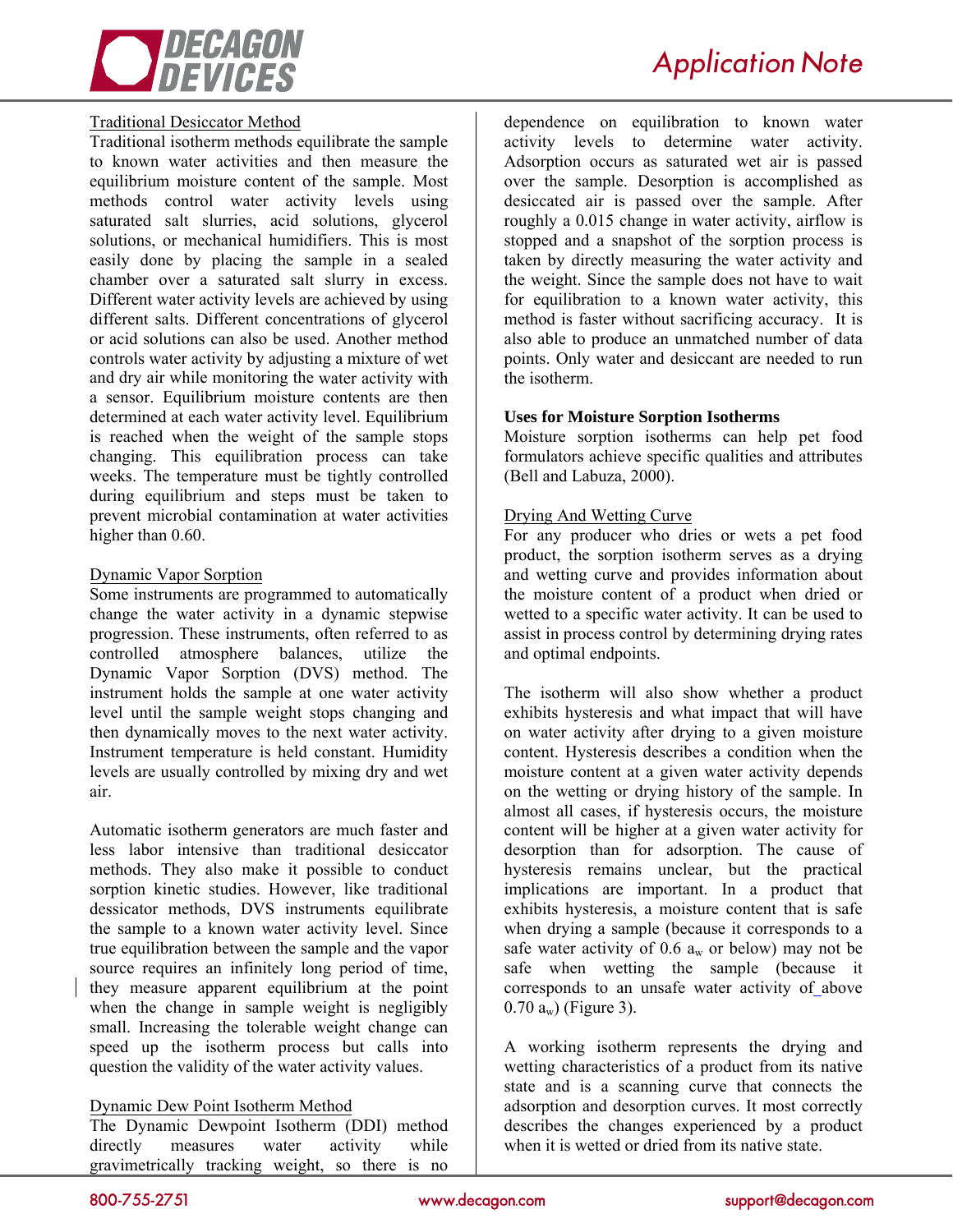Traditional Desiccator Method

Traditional isotherm methods equilibrate the sample to known water activities and then measure the equilibrium moisture content of the sample. Most methods control water activity levels using saturated salt slurries, acid solutions, glycerol solutions, or mechanical humidifiers. This is most easily done by placing the sample in a sealed chamber over a saturated salt slurry in excess. Different water activity levels are achieved by using different salts. Different concentrations of glycerol or acid solutions can also be used. Another method controls water activity by adjusting a mixture of wet and dry air while monitoring the water activity with a sensor. Equilibrium moisture contents are then determined at each water activity level. Equilibrium is reached when the weight of the sample stops changing. This equilibration process can take weeks. The temperature must be tightly controlled during equilibrium and steps must be taken to prevent microbial contamination at water activities higher than 0.60.

Dynamic Vapor Sorption

Some instruments are programmed to automatically change the water activity in a dynamic stepwise progression. These instruments, often referred to as controlled atmosphere balances, utilize the Dynamic Vapor Sorption (DVS) method. The instrument holds the sample at one water activity level until the sample weight stops changing and then dynamically moves to the next water activity. Instrument temperature is held constant. Humidity levels are usually controlled by mixing dry and wet air.

Automatic isotherm generators are much faster and less labor intensive than traditional desiccator methods. They also make it possible to conduct sorption kinetic studies. However, like traditional dessicator methods, DVS instruments equilibrate the sample to a known water activity level. Since true equilibration between the sample and the vapor source requires an infinitely long period of time, they measure apparent equilibrium at the point when the change in sample weight is negligibly small. Increasing the tolerable weight change can speed up the isotherm process but calls into question the validity of the water activity values.

Dynamic Dew Point Isotherm Method

The Dynamic Dewpoint Isotherm (DDI) method directly measures water activity while gravimetrically tracking weight, so there is no dependence on equilibration to known water activity levels to determine water activity. Adsorption occurs as saturated wet air is passed over the sample. Desorption is accomplished as desiccated air is passed over the sample. After roughly a 0.015 change in water activity, airflow is stopped and a snapshot of the sorption process is taken by directly measuring the water activity and the weight. Since the sample does not have to wait for equilibration to a known water activity, this method is faster without sacrificing accuracy. It is also able to produce an unmatched number of data points. Only water and desiccant are needed to run the isotherm.

**Uses for Moisture Sorption Isotherms**

Moisture sorption isotherms can help pet food formulators achieve specific qualities and attributes (Bell and Labuza, 2000).

Drying And Wetting Curve

For any producer who dries or wets a pet food product, the sorption isotherm serves as a drying and wetting curve and provides information about the moisture content of a product when dried or wetted to a specific water activity. It can be used to assist in process control by determining drying rates and optimal endpoints.

The isotherm will also show whether a product exhibits hysteresis and what impact that will have on water activity after drying to a given moisture content. Hysteresis describes a condition when the moisture content at a given water activity depends on the wetting or drying history of the sample. In almost all cases, if hysteresis occurs, the moisture content will be higher at a given water activity for desorption than for adsorption. The cause of hysteresis remains unclear, but the practical implications are important. In a product that exhibits hysteresis, a moisture content that is safe when drying a sample (because it corresponds to a safe water activity of 0.6 $a_w$ or below) may not be safe when wetting the sample (because it corresponds to an unsafe water activity of above 0.70 $a_w$) (Figure 3).

A working isotherm represents the drying and wetting characteristics of a product from its native state and is a scanning curve that connects the adsorption and desorption curves. It most correctly describes the changes experienced by a product when it is wetted or dried from its native state.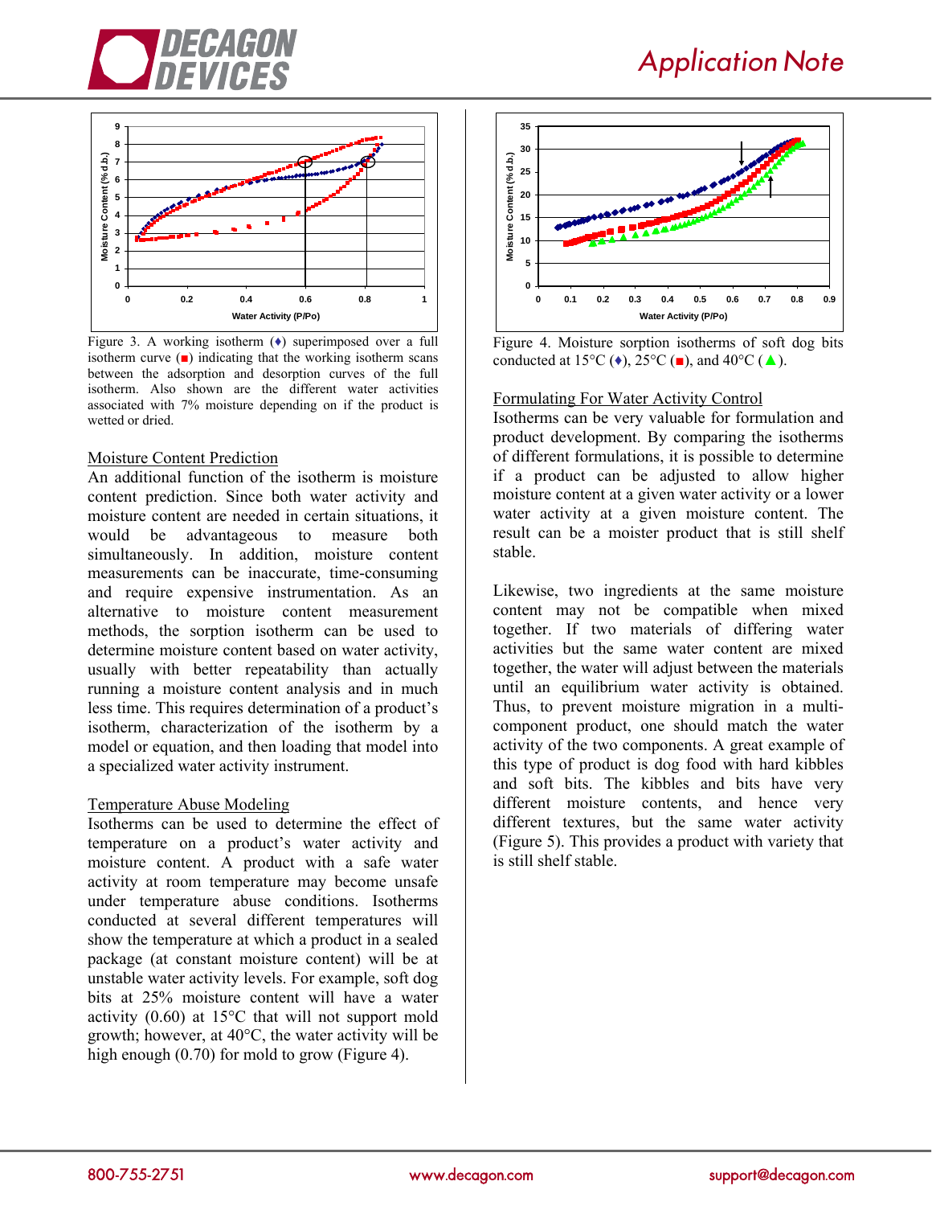Figure 3. A working isotherm (♦) superimposed over a full isotherm curve (■) indicating that the working isotherm scans between the adsorption and desorption curves of the full isotherm. Also shown are the different water activities associated with 7% moisture depending on if the product is wetted or dried.

## Moisture Content Prediction

An additional function of the isotherm is moisture content prediction. Since both water activity and moisture content are needed in certain situations, it would be advantageous to measure both simultaneously. In addition, moisture content measurements can be inaccurate, time-consuming and require expensive instrumentation. As an alternative to moisture content measurement methods, the sorption isotherm can be used to determine moisture content based on water activity, usually with better repeatability than actually running a moisture content analysis and in much less time. This requires determination of a product's isotherm, characterization of the isotherm by a model or equation, and then loading that model into a specialized water activity instrument.

## Temperature Abuse Modeling

Isotherms can be used to determine the effect of temperature on a product's water activity and moisture content. A product with a safe water activity at room temperature may become unsafe under temperature abuse conditions. Isotherms conducted at several different temperatures will show the temperature at which a product in a sealed package (at constant moisture content) will be at unstable water activity levels. For example, soft dog bits at 25% moisture content will have a water activity (0.60) at 15°C that will not support mold growth; however, at 40°C, the water activity will be high enough (0.70) for mold to grow (Figure 4).

Figure 4. Moisture sorption isotherms of soft dog bits conducted at 15°C (♦), 25°C (■), and 40°C (▲).

## Formulating For Water Activity Control

Isotherms can be very valuable for formulation and product development. By comparing the isotherms of different formulations, it is possible to determine if a product can be adjusted to allow higher moisture content at a given water activity or a lower water activity at a given moisture content. The result can be a moister product that is still shelf stable.

Likewise, two ingredients at the same moisture content may not be compatible when mixed together. If two materials of differing water activities but the same water content are mixed together, the water will adjust between the materials until an equilibrium water activity is obtained. Thus, to prevent moisture migration in a multi-component product, one should match the water activity of the two components. A great example of this type of product is dog food with hard kibbles and soft bits. The kibbles and bits have very different moisture contents, and hence very different textures, but the same water activity (Figure 5). This provides a product with variety that is still shelf stable.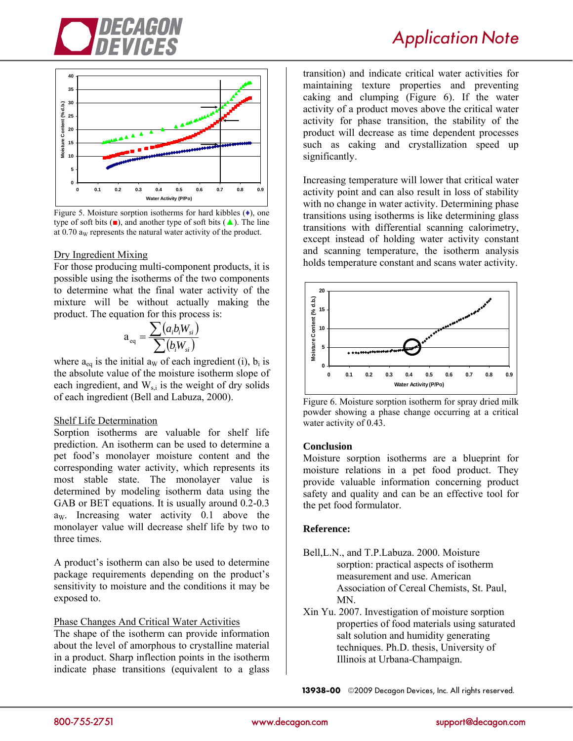40
35
30
25
20
15
10
5
0
0 0.1 0.2 0.3 0.4 0.5 0.6 0.7 0.8 0.9
Moisture Content (% d.b.)
Water Activity (P/Po)

Figure 5. Moisture sorption isotherms for hard kibbles (♦), one type of soft bits (■), and another type of soft bits (▲). The line at 0.70 $a_W$ represents the natural water activity of the product.

## Dry Ingredient Mixing

For those producing multi-component products, it is possible using the isotherms of the two components to determine what the final water activity of the mixture will be without actually making the product. The equation for this process is:

$$a_{eq} = \frac{\sum (a_i b_i W_{si})}{\sum (b_i W_{si})}$$

where $a_{eq}$ is the initial $a_W$ of each ingredient (i), $b_i$ is the absolute value of the moisture isotherm slope of each ingredient, and $W_{s,i}$ is the weight of dry solids of each ingredient (Bell and Labuza, 2000).

## Shelf Life Determination

Sorption isotherms are valuable for shelf life prediction. An isotherm can be used to determine a pet food's monolayer moisture content and the corresponding water activity, which represents its most stable state. The monolayer value is determined by modeling isotherm data using the GAB or BET equations. It is usually around 0.2-0.3 $a_W$. Increasing water activity 0.1 above the monolayer value will decrease shelf life by two to three times.

A product's isotherm can also be used to determine package requirements depending on the product's sensitivity to moisture and the conditions it may be exposed to.

## Phase Changes And Critical Water Activities

The shape of the isotherm can provide information about the level of amorphous to crystalline material in a product. Sharp inflection points in the isotherm indicate phase transitions (equivalent to a glass transition) and indicate critical water activities for maintaining texture properties and preventing caking and clumping (Figure 6). If the water activity of a product moves above the critical water activity for phase transition, the stability of the product will decrease as time dependent processes such as caking and crystallization speed up significantly.

Increasing temperature will lower that critical water activity point and can also result in loss of stability with no change in water activity. Determining phase transitions using isotherms is like determining glass transitions with differential scanning calorimetry, except instead of holding water activity constant and scanning temperature, the isotherm analysis holds temperature constant and scans water activity.

20
15
10
5
0
0 0.1 0.2 0.3 0.4 0.5 0.6 0.7 0.8 0.9
Moisture Content (% d.b.)
Water Activity (P/Po)

Figure 6. Moisture sorption isotherm for spray dried milk powder showing a phase change occurring at a critical water activity of 0.43.

## Conclusion

Moisture sorption isotherms are a blueprint for moisture relations in a pet food product. They provide valuable information concerning product safety and quality and can be an effective tool for the pet food formulator.

## Reference:

Bell,L.N., and T.P.Labuza. 2000. Moisture sorption: practical aspects of isotherm measurement and use. American Association of Cereal Chemists, St. Paul, MN.

Xin Yu. 2007. Investigation of moisture sorption properties of food materials using saturated salt solution and humidity generating techniques. Ph.D. thesis, University of Illinois at Urbana-Champaign.

**13938-00** ©2009 Decagon Devices, Inc. All rights reserved.